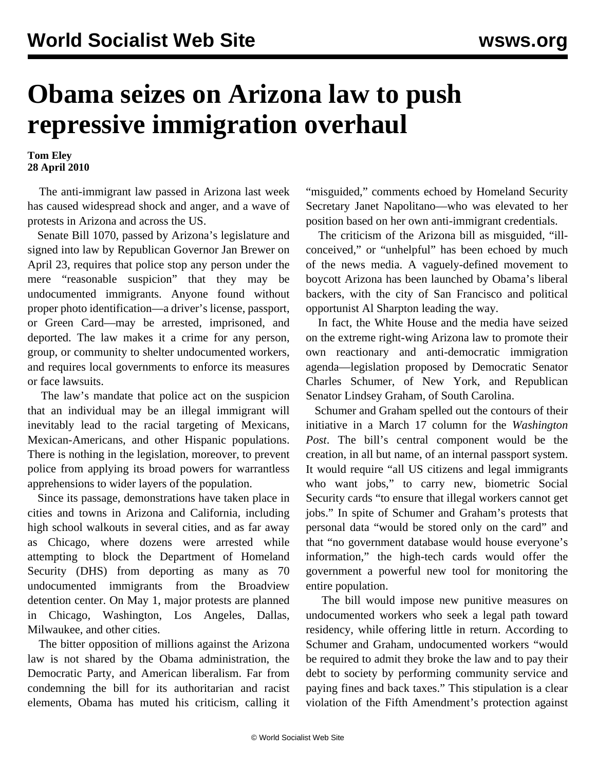# Obama seizes on Arizona law to push repressive immigration overhaul

**Tom Eley**
**28 April 2010**

The anti-immigrant law passed in Arizona last week has caused widespread shock and anger, and a wave of protests in Arizona and across the US.

Senate Bill 1070, passed by Arizona's legislature and signed into law by Republican Governor Jan Brewer on April 23, requires that police stop any person under the mere "reasonable suspicion" that they may be undocumented immigrants. Anyone found without proper photo identification—a driver's license, passport, or Green Card—may be arrested, imprisoned, and deported. The law makes it a crime for any person, group, or community to shelter undocumented workers, and requires local governments to enforce its measures or face lawsuits.

The law's mandate that police act on the suspicion that an individual may be an illegal immigrant will inevitably lead to the racial targeting of Mexicans, Mexican-Americans, and other Hispanic populations. There is nothing in the legislation, moreover, to prevent police from applying its broad powers for warrantless apprehensions to wider layers of the population.

Since its passage, demonstrations have taken place in cities and towns in Arizona and California, including high school walkouts in several cities, and as far away as Chicago, where dozens were arrested while attempting to block the Department of Homeland Security (DHS) from deporting as many as 70 undocumented immigrants from the Broadview detention center. On May 1, major protests are planned in Chicago, Washington, Los Angeles, Dallas, Milwaukee, and other cities.

The bitter opposition of millions against the Arizona law is not shared by the Obama administration, the Democratic Party, and American liberalism. Far from condemning the bill for its authoritarian and racist elements, Obama has muted his criticism, calling it "misguided," comments echoed by Homeland Security Secretary Janet Napolitano—who was elevated to her position based on her own anti-immigrant credentials.

The criticism of the Arizona bill as misguided, "ill-conceived," or "unhelpful" has been echoed by much of the news media. A vaguely-defined movement to boycott Arizona has been launched by Obama's liberal backers, with the city of San Francisco and political opportunist Al Sharpton leading the way.

In fact, the White House and the media have seized on the extreme right-wing Arizona law to promote their own reactionary and anti-democratic immigration agenda—legislation proposed by Democratic Senator Charles Schumer, of New York, and Republican Senator Lindsey Graham, of South Carolina.

Schumer and Graham spelled out the contours of their initiative in a March 17 column for the *Washington Post*. The bill's central component would be the creation, in all but name, of an internal passport system. It would require "all US citizens and legal immigrants who want jobs," to carry new, biometric Social Security cards "to ensure that illegal workers cannot get jobs." In spite of Schumer and Graham's protests that personal data "would be stored only on the card" and that "no government database would house everyone's information," the high-tech cards would offer the government a powerful new tool for monitoring the entire population.

The bill would impose new punitive measures on undocumented workers who seek a legal path toward residency, while offering little in return. According to Schumer and Graham, undocumented workers "would be required to admit they broke the law and to pay their debt to society by performing community service and paying fines and back taxes." This stipulation is a clear violation of the Fifth Amendment's protection against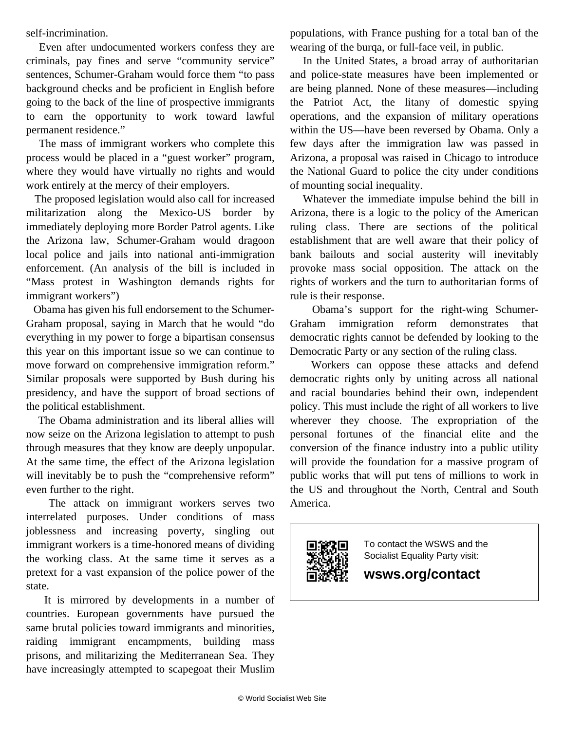self-incrimination.

Even after undocumented workers confess they are criminals, pay fines and serve "community service" sentences, Schumer-Graham would force them "to pass background checks and be proficient in English before going to the back of the line of prospective immigrants to earn the opportunity to work toward lawful permanent residence."

The mass of immigrant workers who complete this process would be placed in a "guest worker" program, where they would have virtually no rights and would work entirely at the mercy of their employers.

The proposed legislation would also call for increased militarization along the Mexico-US border by immediately deploying more Border Patrol agents. Like the Arizona law, Schumer-Graham would dragoon local police and jails into national anti-immigration enforcement. (An analysis of the bill is included in "Mass protest in Washington demands rights for immigrant workers")

Obama has given his full endorsement to the Schumer-Graham proposal, saying in March that he would "do everything in my power to forge a bipartisan consensus this year on this important issue so we can continue to move forward on comprehensive immigration reform." Similar proposals were supported by Bush during his presidency, and have the support of broad sections of the political establishment.

The Obama administration and its liberal allies will now seize on the Arizona legislation to attempt to push through measures that they know are deeply unpopular. At the same time, the effect of the Arizona legislation will inevitably be to push the "comprehensive reform" even further to the right.

The attack on immigrant workers serves two interrelated purposes. Under conditions of mass joblessness and increasing poverty, singling out immigrant workers is a time-honored means of dividing the working class. At the same time it serves as a pretext for a vast expansion of the police power of the state.

It is mirrored by developments in a number of countries. European governments have pursued the same brutal policies toward immigrants and minorities, raiding immigrant encampments, building mass prisons, and militarizing the Mediterranean Sea. They have increasingly attempted to scapegoat their Muslim populations, with France pushing for a total ban of the wearing of the burqa, or full-face veil, in public.

In the United States, a broad array of authoritarian and police-state measures have been implemented or are being planned. None of these measures—including the Patriot Act, the litany of domestic spying operations, and the expansion of military operations within the US—have been reversed by Obama. Only a few days after the immigration law was passed in Arizona, a proposal was raised in Chicago to introduce the National Guard to police the city under conditions of mounting social inequality.

Whatever the immediate impulse behind the bill in Arizona, there is a logic to the policy of the American ruling class. There are sections of the political establishment that are well aware that their policy of bank bailouts and social austerity will inevitably provoke mass social opposition. The attack on the rights of workers and the turn to authoritarian forms of rule is their response.

Obama's support for the right-wing Schumer-Graham immigration reform demonstrates that democratic rights cannot be defended by looking to the Democratic Party or any section of the ruling class.

Workers can oppose these attacks and defend democratic rights only by uniting across all national and racial boundaries behind their own, independent policy. This must include the right of all workers to live wherever they choose. The expropriation of the personal fortunes of the financial elite and the conversion of the finance industry into a public utility will provide the foundation for a massive program of public works that will put tens of millions to work in the US and throughout the North, Central and South America.

To contact the WSWS and the Socialist Equality Party visit:

**wsws.org/contact**